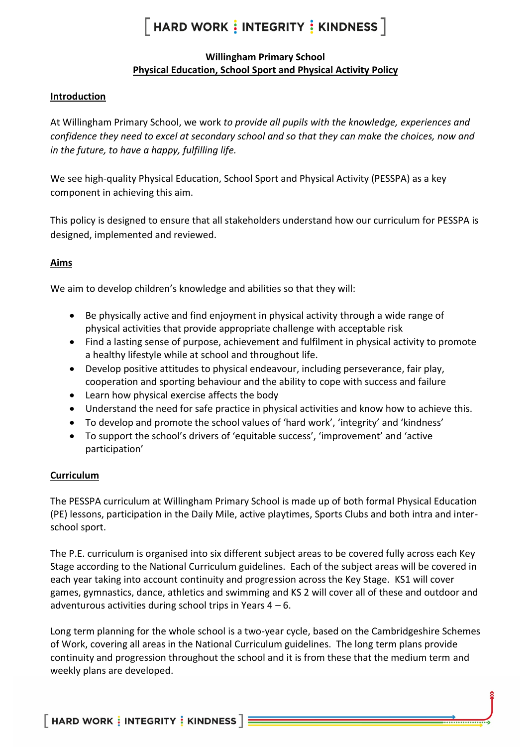# Willingham Primary School
## Physical Education, School Sport and Physical Activity Policy

### Introduction

At Willingham Primary School, we work *to provide all pupils with the knowledge, experiences and confidence they need to excel at secondary school and so that they can make the choices, now and in the future, to have a happy, fulfilling life.*

We see high-quality Physical Education, School Sport and Physical Activity (PESSPA) as a key component in achieving this aim.

This policy is designed to ensure that all stakeholders understand how our curriculum for PESSPA is designed, implemented and reviewed.

### Aims

We aim to develop children's knowledge and abilities so that they will:

- Be physically active and find enjoyment in physical activity through a wide range of physical activities that provide appropriate challenge with acceptable risk
- Find a lasting sense of purpose, achievement and fulfilment in physical activity to promote a healthy lifestyle while at school and throughout life.
- Develop positive attitudes to physical endeavour, including perseverance, fair play, cooperation and sporting behaviour and the ability to cope with success and failure
- Learn how physical exercise affects the body
- Understand the need for safe practice in physical activities and know how to achieve this.
- To develop and promote the school values of 'hard work', 'integrity' and 'kindness'
- To support the school's drivers of 'equitable success', 'improvement' and 'active participation'

### Curriculum

The PESSPA curriculum at Willingham Primary School is made up of both formal Physical Education (PE) lessons, participation in the Daily Mile, active playtimes, Sports Clubs and both intra and inter-school sport.

The P.E. curriculum is organised into six different subject areas to be covered fully across each Key Stage according to the National Curriculum guidelines. Each of the subject areas will be covered in each year taking into account continuity and progression across the Key Stage. KS1 will cover games, gymnastics, dance, athletics and swimming and KS 2 will cover all of these and outdoor and adventurous activities during school trips in Years 4 – 6.

Long term planning for the whole school is a two-year cycle, based on the Cambridgeshire Schemes of Work, covering all areas in the National Curriculum guidelines. The long term plans provide continuity and progression throughout the school and it is from these that the medium term and weekly plans are developed.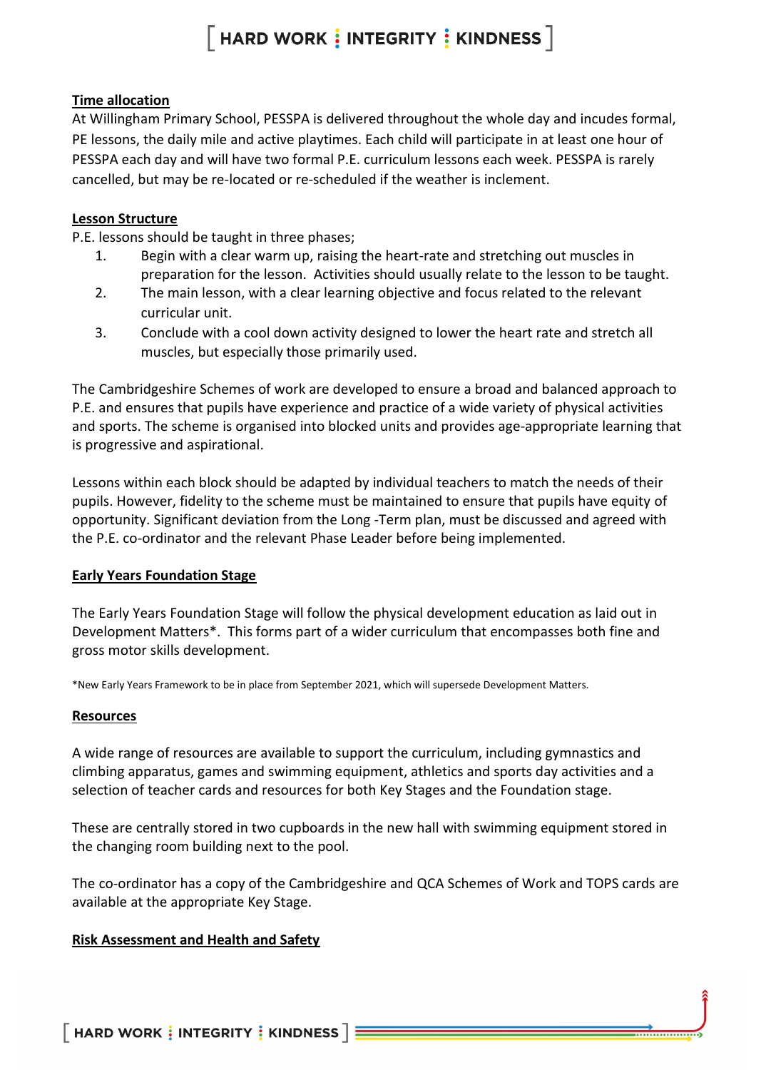## Time allocation

At Willingham Primary School, PESSPA is delivered throughout the whole day and incudes formal, PE lessons, the daily mile and active playtimes. Each child will participate in at least one hour of PESSPA each day and will have two formal P.E. curriculum lessons each week. PESSPA is rarely cancelled, but may be re-located or re-scheduled if the weather is inclement.

## Lesson Structure

P.E. lessons should be taught in three phases;

1. Begin with a clear warm up, raising the heart-rate and stretching out muscles in preparation for the lesson. Activities should usually relate to the lesson to be taught.
2. The main lesson, with a clear learning objective and focus related to the relevant curricular unit.
3. Conclude with a cool down activity designed to lower the heart rate and stretch all muscles, but especially those primarily used.

The Cambridgeshire Schemes of work are developed to ensure a broad and balanced approach to P.E. and ensures that pupils have experience and practice of a wide variety of physical activities and sports. The scheme is organised into blocked units and provides age-appropriate learning that is progressive and aspirational.

Lessons within each block should be adapted by individual teachers to match the needs of their pupils. However, fidelity to the scheme must be maintained to ensure that pupils have equity of opportunity. Significant deviation from the Long -Term plan, must be discussed and agreed with the P.E. co-ordinator and the relevant Phase Leader before being implemented.

## Early Years Foundation Stage

The Early Years Foundation Stage will follow the physical development education as laid out in Development Matters*. This forms part of a wider curriculum that encompasses both fine and gross motor skills development.

*New Early Years Framework to be in place from September 2021, which will supersede Development Matters.

## Resources

A wide range of resources are available to support the curriculum, including gymnastics and climbing apparatus, games and swimming equipment, athletics and sports day activities and a selection of teacher cards and resources for both Key Stages and the Foundation stage.

These are centrally stored in two cupboards in the new hall with swimming equipment stored in the changing room building next to the pool.

The co-ordinator has a copy of the Cambridgeshire and QCA Schemes of Work and TOPS cards are available at the appropriate Key Stage.

## Risk Assessment and Health and Safety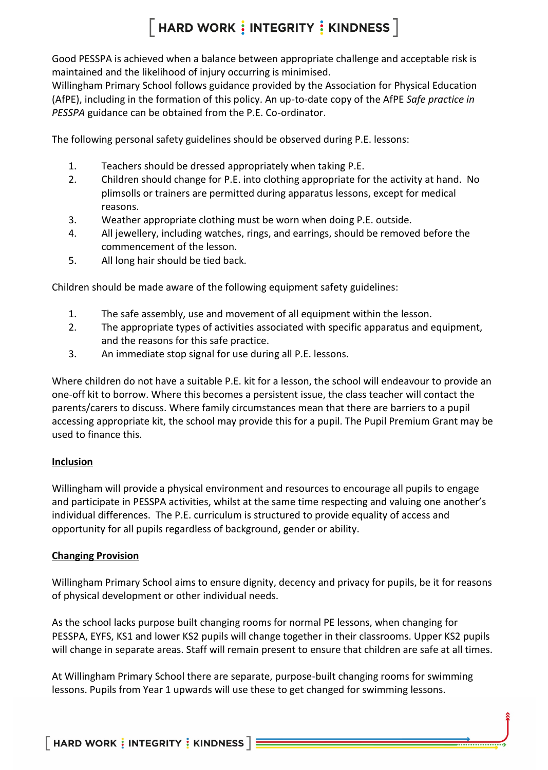Good PESSPA is achieved when a balance between appropriate challenge and acceptable risk is maintained and the likelihood of injury occurring is minimised.
Willingham Primary School follows guidance provided by the Association for Physical Education (AfPE), including in the formation of this policy. An up-to-date copy of the AfPE *Safe practice in PESSPA* guidance can be obtained from the P.E. Co-ordinator.

The following personal safety guidelines should be observed during P.E. lessons:

1. Teachers should be dressed appropriately when taking P.E.
2. Children should change for P.E. into clothing appropriate for the activity at hand. No plimsolls or trainers are permitted during apparatus lessons, except for medical reasons.
3. Weather appropriate clothing must be worn when doing P.E. outside.
4. All jewellery, including watches, rings, and earrings, should be removed before the commencement of the lesson.
5. All long hair should be tied back.

Children should be made aware of the following equipment safety guidelines:

1. The safe assembly, use and movement of all equipment within the lesson.
2. The appropriate types of activities associated with specific apparatus and equipment, and the reasons for this safe practice.
3. An immediate stop signal for use during all P.E. lessons.

Where children do not have a suitable P.E. kit for a lesson, the school will endeavour to provide an one-off kit to borrow. Where this becomes a persistent issue, the class teacher will contact the parents/carers to discuss. Where family circumstances mean that there are barriers to a pupil accessing appropriate kit, the school may provide this for a pupil. The Pupil Premium Grant may be used to finance this.

**Inclusion**

Willingham will provide a physical environment and resources to encourage all pupils to engage and participate in PESSPA activities, whilst at the same time respecting and valuing one another's individual differences. The P.E. curriculum is structured to provide equality of access and opportunity for all pupils regardless of background, gender or ability.

**Changing Provision**

Willingham Primary School aims to ensure dignity, decency and privacy for pupils, be it for reasons of physical development or other individual needs.

As the school lacks purpose built changing rooms for normal PE lessons, when changing for PESSPA, EYFS, KS1 and lower KS2 pupils will change together in their classrooms. Upper KS2 pupils will change in separate areas. Staff will remain present to ensure that children are safe at all times.

At Willingham Primary School there are separate, purpose-built changing rooms for swimming lessons. Pupils from Year 1 upwards will use these to get changed for swimming lessons.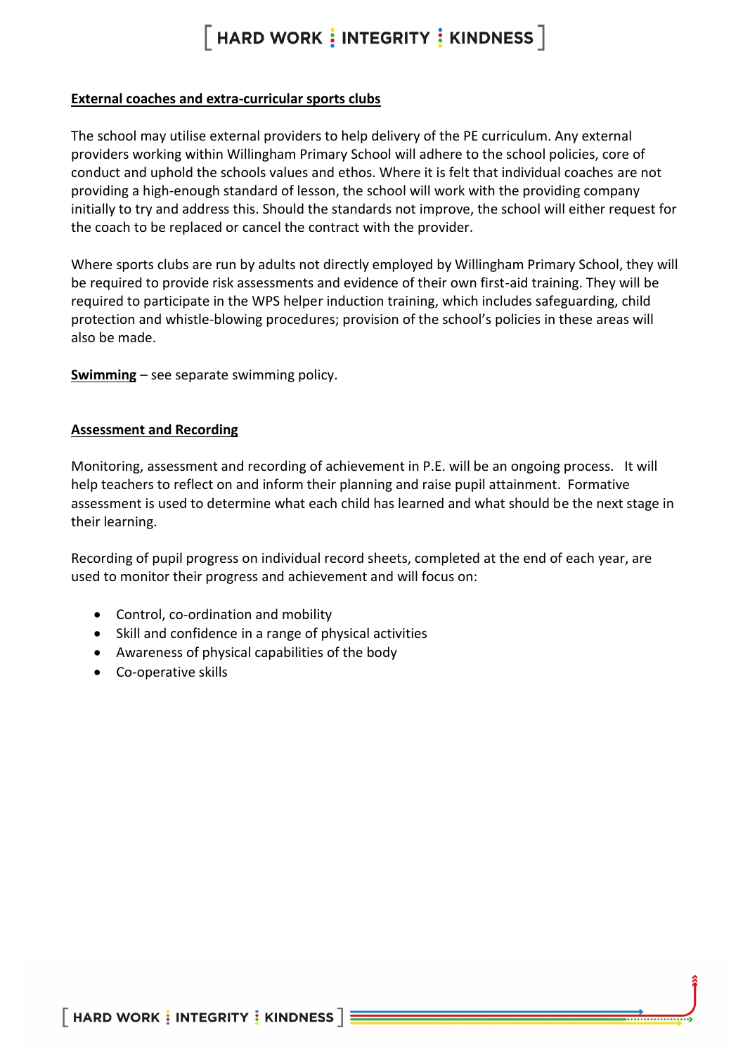**External coaches and extra-curricular sports clubs**

The school may utilise external providers to help delivery of the PE curriculum. Any external providers working within Willingham Primary School will adhere to the school policies, core of conduct and uphold the schools values and ethos. Where it is felt that individual coaches are not providing a high-enough standard of lesson, the school will work with the providing company initially to try and address this. Should the standards not improve, the school will either request for the coach to be replaced or cancel the contract with the provider.

Where sports clubs are run by adults not directly employed by Willingham Primary School, they will be required to provide risk assessments and evidence of their own first-aid training. They will be required to participate in the WPS helper induction training, which includes safeguarding, child protection and whistle-blowing procedures; provision of the school's policies in these areas will also be made.

**Swimming** – see separate swimming policy.

**Assessment and Recording**

Monitoring, assessment and recording of achievement in P.E. will be an ongoing process. It will help teachers to reflect on and inform their planning and raise pupil attainment. Formative assessment is used to determine what each child has learned and what should be the next stage in their learning.

Recording of pupil progress on individual record sheets, completed at the end of each year, are used to monitor their progress and achievement and will focus on:

- Control, co-ordination and mobility
- Skill and confidence in a range of physical activities
- Awareness of physical capabilities of the body
- Co-operative skills